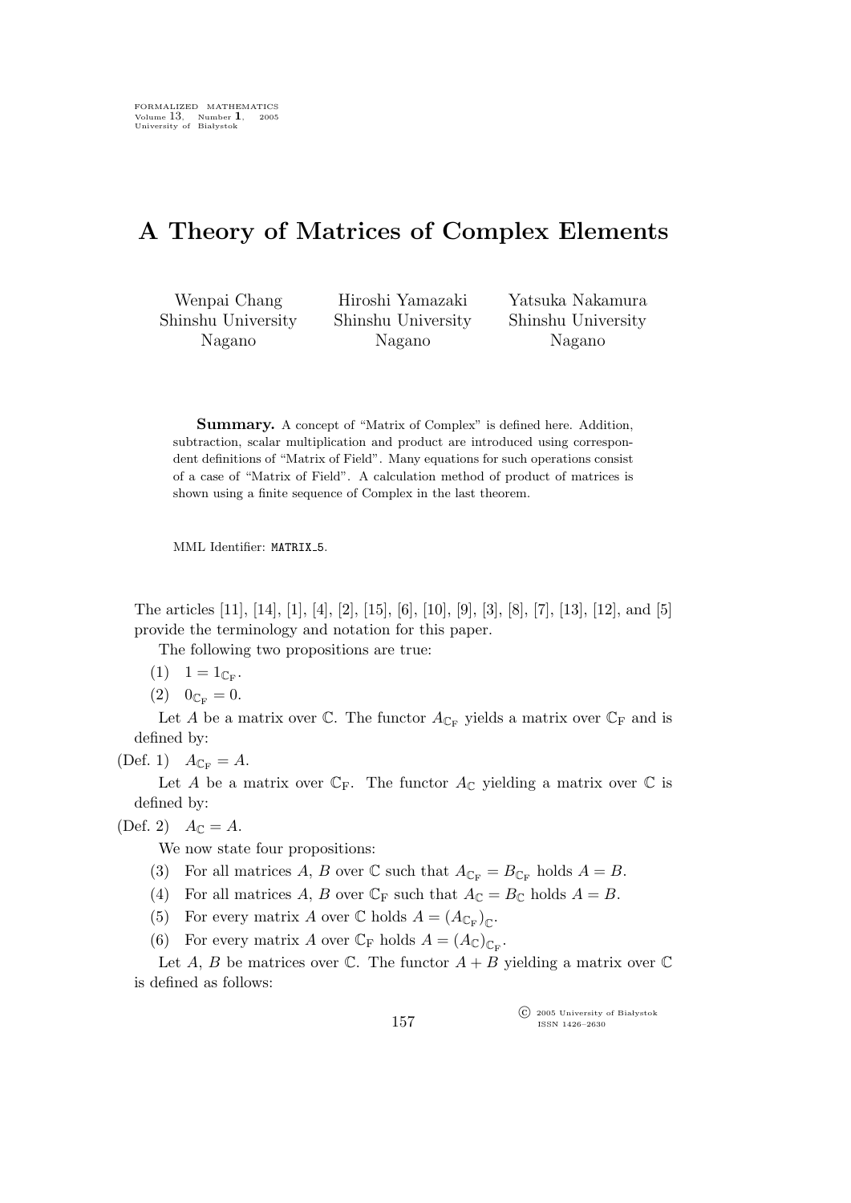# A Theory of Matrices of Complex Elements

Wenpai Chang
Shinshu University
Nagano

Hiroshi Yamazaki
Shinshu University
Nagano

Yatsuka Nakamura
Shinshu University
Nagano

**Summary.** A concept of "Matrix of Complex" is defined here. Addition, subtraction, scalar multiplication and product are introduced using correspondent definitions of "Matrix of Field". Many equations for such operations consist of a case of "Matrix of Field". A calculation method of product of matrices is shown using a finite sequence of Complex in the last theorem.

MML Identifier: MATRIX_5.

The articles [11], [14], [1], [4], [2], [15], [6], [10], [9], [3], [8], [7], [13], [12], and [5] provide the terminology and notation for this paper.

The following two propositions are true:

(1) $1 = 1_{\mathbb{C}_{\mathrm{F}}}$.

(2) $0_{\mathbb{C}_{\mathrm{F}}} = 0$.

Let $A$ be a matrix over $\mathbb{C}$. The functor $A_{\mathbb{C}_{\mathrm{F}}}$ yields a matrix over $\mathbb{C}_{\mathrm{F}}$ and is defined by:

(Def. 1) $A_{\mathbb{C}_{\mathrm{F}}} = A$.

Let $A$ be a matrix over $\mathbb{C}_{\mathrm{F}}$. The functor $A_{\mathbb{C}}$ yielding a matrix over $\mathbb{C}$ is defined by:

(Def. 2) $A_{\mathbb{C}} = A$.

We now state four propositions:

(3) For all matrices $A$, $B$ over $\mathbb{C}$ such that $A_{\mathbb{C}_{\mathrm{F}}} = B_{\mathbb{C}_{\mathrm{F}}}$ holds $A = B$.

(4) For all matrices $A$, $B$ over $\mathbb{C}_{\mathrm{F}}$ such that $A_{\mathbb{C}} = B_{\mathbb{C}}$ holds $A = B$.

(5) For every matrix $A$ over $\mathbb{C}$ holds $A = (A_{\mathbb{C}_{\mathrm{F}}})_{\mathbb{C}}$.

(6) For every matrix $A$ over $\mathbb{C}_{\mathrm{F}}$ holds $A = (A_{\mathbb{C}})_{\mathbb{C}_{\mathrm{F}}}$.

Let $A$, $B$ be matrices over $\mathbb{C}$. The functor $A + B$ yielding a matrix over $\mathbb{C}$ is defined as follows: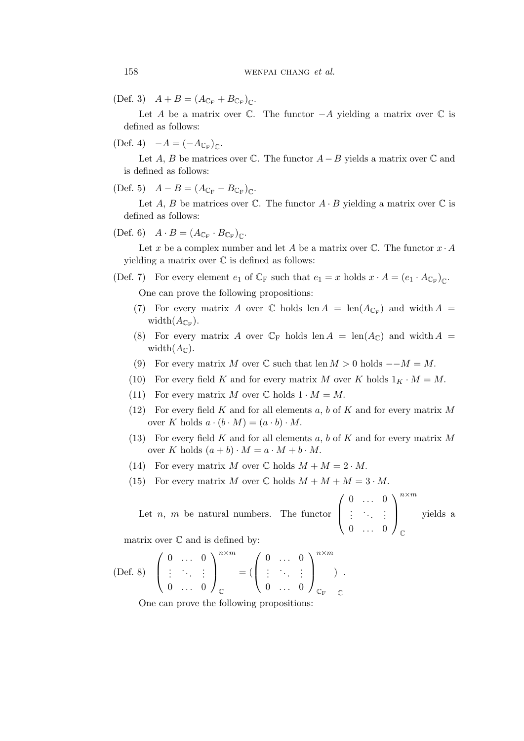(Def. 3) $A + B = (A_{\mathbb{C}_{\rm F}} + B_{\mathbb{C}_{\rm F}})_{\mathbb{C}}$.

Let $A$ be a matrix over $\mathbb{C}$. The functor $-A$ yielding a matrix over $\mathbb{C}$ is defined as follows:

(Def. 4) $-A = (-A_{\mathbb{C}_{\rm F}})_{\mathbb{C}}$.

Let $A$, $B$ be matrices over $\mathbb{C}$. The functor $A - B$ yields a matrix over $\mathbb{C}$ and is defined as follows:

(Def. 5) $A - B = (A_{\mathbb{C}_{\rm F}} - B_{\mathbb{C}_{\rm F}})_{\mathbb{C}}$.

Let $A$, $B$ be matrices over $\mathbb{C}$. The functor $A \cdot B$ yielding a matrix over $\mathbb{C}$ is defined as follows:

(Def. 6) $A \cdot B = (A_{\mathbb{C}_{\rm F}} \cdot B_{\mathbb{C}_{\rm F}})_{\mathbb{C}}$.

Let $x$ be a complex number and let $A$ be a matrix over $\mathbb{C}$. The functor $x \cdot A$ yielding a matrix over $\mathbb{C}$ is defined as follows:

(Def. 7) For every element $e_1$ of $\mathbb{C}_{\rm F}$ such that $e_1 = x$ holds $x \cdot A = (e_1 \cdot A_{\mathbb{C}_{\rm F}})_{\mathbb{C}}$.

One can prove the following propositions:

(7) For every matrix $A$ over $\mathbb{C}$ holds $\operatorname{len} A = \operatorname{len}(A_{\mathbb{C}_{\rm F}})$ and $\operatorname{width} A = \operatorname{width}(A_{\mathbb{C}_{\rm F}})$.

(8) For every matrix $A$ over $\mathbb{C}_{\rm F}$ holds $\operatorname{len} A = \operatorname{len}(A_{\mathbb{C}})$ and $\operatorname{width} A = \operatorname{width}(A_{\mathbb{C}})$.

(9) For every matrix $M$ over $\mathbb{C}$ such that $\operatorname{len} M > 0$ holds $--M = M$.

(10) For every field $K$ and for every matrix $M$ over $K$ holds $1_K \cdot M = M$.

(11) For every matrix $M$ over $\mathbb{C}$ holds $1 \cdot M = M$.

(12) For every field $K$ and for all elements $a$, $b$ of $K$ and for every matrix $M$ over $K$ holds $a \cdot (b \cdot M) = (a \cdot b) \cdot M$.

(13) For every field $K$ and for all elements $a$, $b$ of $K$ and for every matrix $M$ over $K$ holds $(a + b) \cdot M = a \cdot M + b \cdot M$.

(14) For every matrix $M$ over $\mathbb{C}$ holds $M + M = 2 \cdot M$.

(15) For every matrix $M$ over $\mathbb{C}$ holds $M + M + M = 3 \cdot M$.

Let $n$, $m$ be natural numbers. The functor $\begin{pmatrix} 0 & \dots & 0 \\ \vdots & \ddots & \vdots \\ 0 & \dots & 0 \end{pmatrix}_{\mathbb{C}}^{n \times m}$ yields a matrix over $\mathbb{C}$ and is defined by:

(Def. 8) $\begin{pmatrix} 0 & \dots & 0 \\ \vdots & \ddots & \vdots \\ 0 & \dots & 0 \end{pmatrix}_{\mathbb{C}}^{n \times m} = \left(\begin{pmatrix} 0 & \dots & 0 \\ \vdots & \ddots & \vdots \\ 0 & \dots & 0 \end{pmatrix}_{\mathbb{C}_{\rm F}}^{n \times m}\right)_{\mathbb{C}}$.

One can prove the following propositions: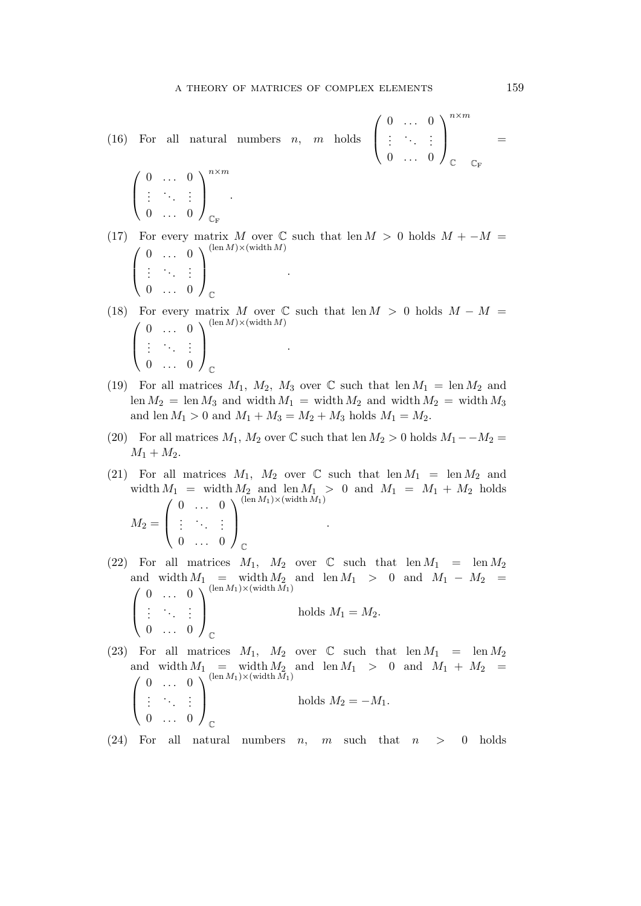(16) For all natural numbers $n$, $m$ holds $\left(\begin{array}{ccc} 0 & \ldots & 0 \\ \vdots & \ddots & \vdots \\ 0 & \ldots & 0 \end{array}\right)^{n \times m}_{\mathbb{C}\ \ \mathbb{C}_{\mathrm{F}}} = \left(\begin{array}{ccc} 0 & \ldots & 0 \\ \vdots & \ddots & \vdots \\ 0 & \ldots & 0 \end{array}\right)^{n \times m}_{\mathbb{C}_{\mathrm{F}}}$.

(17) For every matrix $M$ over $\mathbb{C}$ such that $\operatorname{len} M > 0$ holds $M + -M = \left(\begin{array}{ccc} 0 & \ldots & 0 \\ \vdots & \ddots & \vdots \\ 0 & \ldots & 0 \end{array}\right)^{(\operatorname{len} M) \times (\operatorname{width} M)}_{\mathbb{C}}$.

(18) For every matrix $M$ over $\mathbb{C}$ such that $\operatorname{len} M > 0$ holds $M - M = \left(\begin{array}{ccc} 0 & \ldots & 0 \\ \vdots & \ddots & \vdots \\ 0 & \ldots & 0 \end{array}\right)^{(\operatorname{len} M) \times (\operatorname{width} M)}_{\mathbb{C}}$.

(19) For all matrices $M_1$, $M_2$, $M_3$ over $\mathbb{C}$ such that $\operatorname{len} M_1 = \operatorname{len} M_2$ and $\operatorname{len} M_2 = \operatorname{len} M_3$ and $\operatorname{width} M_1 = \operatorname{width} M_2$ and $\operatorname{width} M_2 = \operatorname{width} M_3$ and $\operatorname{len} M_1 > 0$ and $M_1 + M_3 = M_2 + M_3$ holds $M_1 = M_2$.

(20) For all matrices $M_1$, $M_2$ over $\mathbb{C}$ such that $\operatorname{len} M_2 > 0$ holds $M_1 - -M_2 = M_1 + M_2$.

(21) For all matrices $M_1$, $M_2$ over $\mathbb{C}$ such that $\operatorname{len} M_1 = \operatorname{len} M_2$ and $\operatorname{width} M_1 = \operatorname{width} M_2$ and $\operatorname{len} M_1 > 0$ and $M_1 = M_1 + M_2$ holds $M_2 = \left(\begin{array}{ccc} 0 & \ldots & 0 \\ \vdots & \ddots & \vdots \\ 0 & \ldots & 0 \end{array}\right)^{(\operatorname{len} M_1) \times (\operatorname{width} M_1)}_{\mathbb{C}}$.

(22) For all matrices $M_1$, $M_2$ over $\mathbb{C}$ such that $\operatorname{len} M_1 = \operatorname{len} M_2$ and $\operatorname{width} M_1 = \operatorname{width} M_2$ and $\operatorname{len} M_1 > 0$ and $M_1 - M_2 = \left(\begin{array}{ccc} 0 & \ldots & 0 \\ \vdots & \ddots & \vdots \\ 0 & \ldots & 0 \end{array}\right)^{(\operatorname{len} M_1) \times (\operatorname{width} M_1)}_{\mathbb{C}}$ holds $M_1 = M_2$.

(23) For all matrices $M_1$, $M_2$ over $\mathbb{C}$ such that $\operatorname{len} M_1 = \operatorname{len} M_2$ and $\operatorname{width} M_1 = \operatorname{width} M_2$ and $\operatorname{len} M_1 > 0$ and $M_1 + M_2 = \left(\begin{array}{ccc} 0 & \ldots & 0 \\ \vdots & \ddots & \vdots \\ 0 & \ldots & 0 \end{array}\right)^{(\operatorname{len} M_1) \times (\operatorname{width} M_1)}_{\mathbb{C}}$ holds $M_2 = -M_1$.

(24) For all natural numbers $n$, $m$ such that $n > 0$ holds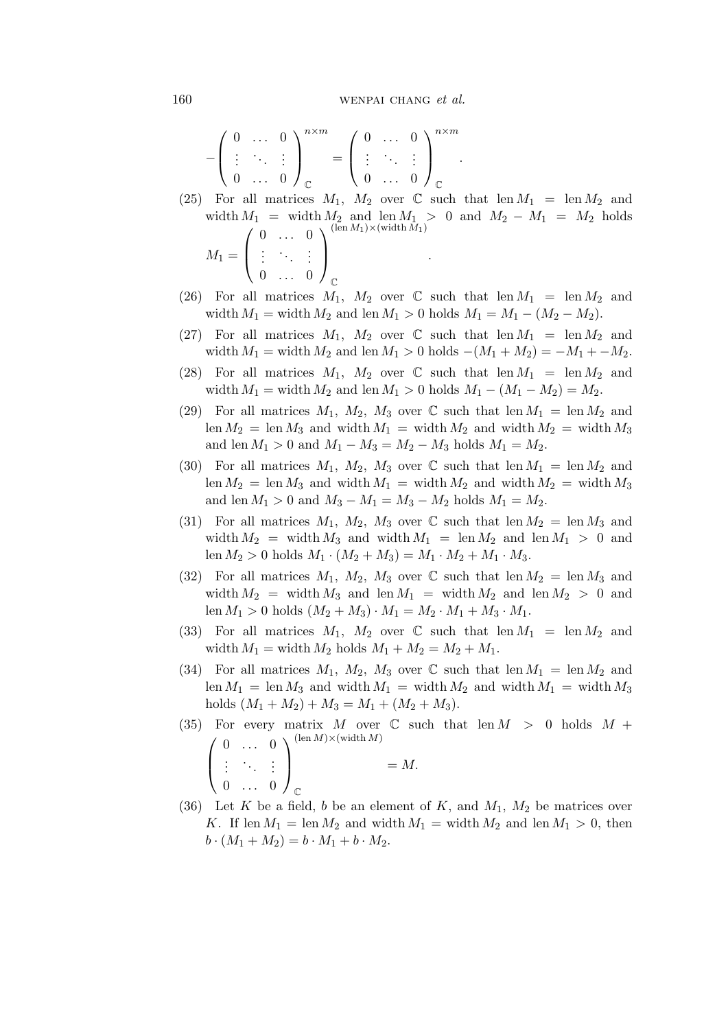$$-\begin{pmatrix} 0 & \dots & 0 \\ \vdots & \ddots & \vdots \\ 0 & \dots & 0 \end{pmatrix}_{\mathbb{C}}^{n \times m} = \begin{pmatrix} 0 & \dots & 0 \\ \vdots & \ddots & \vdots \\ 0 & \dots & 0 \end{pmatrix}_{\mathbb{C}}^{n \times m}.$$

(25) For all matrices $M_1$, $M_2$ over $\mathbb{C}$ such that $\operatorname{len} M_1 = \operatorname{len} M_2$ and $\operatorname{width} M_1 = \operatorname{width} M_2$ and $\operatorname{len} M_1 > 0$ and $M_2 - M_1 = M_2$ holds
$$M_1 = \begin{pmatrix} 0 & \dots & 0 \\ \vdots & \ddots & \vdots \\ 0 & \dots & 0 \end{pmatrix}_{\mathbb{C}}^{(\operatorname{len} M_1) \times (\operatorname{width} M_1)}.$$

(26) For all matrices $M_1$, $M_2$ over $\mathbb{C}$ such that $\operatorname{len} M_1 = \operatorname{len} M_2$ and $\operatorname{width} M_1 = \operatorname{width} M_2$ and $\operatorname{len} M_1 > 0$ holds $M_1 = M_1 - (M_2 - M_2)$.

(27) For all matrices $M_1$, $M_2$ over $\mathbb{C}$ such that $\operatorname{len} M_1 = \operatorname{len} M_2$ and $\operatorname{width} M_1 = \operatorname{width} M_2$ and $\operatorname{len} M_1 > 0$ holds $-(M_1 + M_2) = -M_1 + -M_2$.

(28) For all matrices $M_1$, $M_2$ over $\mathbb{C}$ such that $\operatorname{len} M_1 = \operatorname{len} M_2$ and $\operatorname{width} M_1 = \operatorname{width} M_2$ and $\operatorname{len} M_1 > 0$ holds $M_1 - (M_1 - M_2) = M_2$.

(29) For all matrices $M_1$, $M_2$, $M_3$ over $\mathbb{C}$ such that $\operatorname{len} M_1 = \operatorname{len} M_2$ and $\operatorname{len} M_2 = \operatorname{len} M_3$ and $\operatorname{width} M_1 = \operatorname{width} M_2$ and $\operatorname{width} M_2 = \operatorname{width} M_3$ and $\operatorname{len} M_1 > 0$ and $M_1 - M_3 = M_2 - M_3$ holds $M_1 = M_2$.

(30) For all matrices $M_1$, $M_2$, $M_3$ over $\mathbb{C}$ such that $\operatorname{len} M_1 = \operatorname{len} M_2$ and $\operatorname{len} M_2 = \operatorname{len} M_3$ and $\operatorname{width} M_1 = \operatorname{width} M_2$ and $\operatorname{width} M_2 = \operatorname{width} M_3$ and $\operatorname{len} M_1 > 0$ and $M_3 - M_1 = M_3 - M_2$ holds $M_1 = M_2$.

(31) For all matrices $M_1$, $M_2$, $M_3$ over $\mathbb{C}$ such that $\operatorname{len} M_2 = \operatorname{len} M_3$ and $\operatorname{width} M_2 = \operatorname{width} M_3$ and $\operatorname{width} M_1 = \operatorname{len} M_2$ and $\operatorname{len} M_1 > 0$ and $\operatorname{len} M_2 > 0$ holds $M_1 \cdot (M_2 + M_3) = M_1 \cdot M_2 + M_1 \cdot M_3$.

(32) For all matrices $M_1$, $M_2$, $M_3$ over $\mathbb{C}$ such that $\operatorname{len} M_2 = \operatorname{len} M_3$ and $\operatorname{width} M_2 = \operatorname{width} M_3$ and $\operatorname{len} M_1 = \operatorname{width} M_2$ and $\operatorname{len} M_2 > 0$ and $\operatorname{len} M_1 > 0$ holds $(M_2 + M_3) \cdot M_1 = M_2 \cdot M_1 + M_3 \cdot M_1$.

(33) For all matrices $M_1$, $M_2$ over $\mathbb{C}$ such that $\operatorname{len} M_1 = \operatorname{len} M_2$ and $\operatorname{width} M_1 = \operatorname{width} M_2$ holds $M_1 + M_2 = M_2 + M_1$.

(34) For all matrices $M_1$, $M_2$, $M_3$ over $\mathbb{C}$ such that $\operatorname{len} M_1 = \operatorname{len} M_2$ and $\operatorname{len} M_1 = \operatorname{len} M_3$ and $\operatorname{width} M_1 = \operatorname{width} M_2$ and $\operatorname{width} M_1 = \operatorname{width} M_3$ holds $(M_1 + M_2) + M_3 = M_1 + (M_2 + M_3)$.

(35) For every matrix $M$ over $\mathbb{C}$ such that $\operatorname{len} M > 0$ holds $M + \begin{pmatrix} 0 & \dots & 0 \\ \vdots & \ddots & \vdots \\ 0 & \dots & 0 \end{pmatrix}_{\mathbb{C}}^{(\operatorname{len} M) \times (\operatorname{width} M)} = M$.

(36) Let $K$ be a field, $b$ be an element of $K$, and $M_1$, $M_2$ be matrices over $K$. If $\operatorname{len} M_1 = \operatorname{len} M_2$ and $\operatorname{width} M_1 = \operatorname{width} M_2$ and $\operatorname{len} M_1 > 0$, then $b \cdot (M_1 + M_2) = b \cdot M_1 + b \cdot M_2$.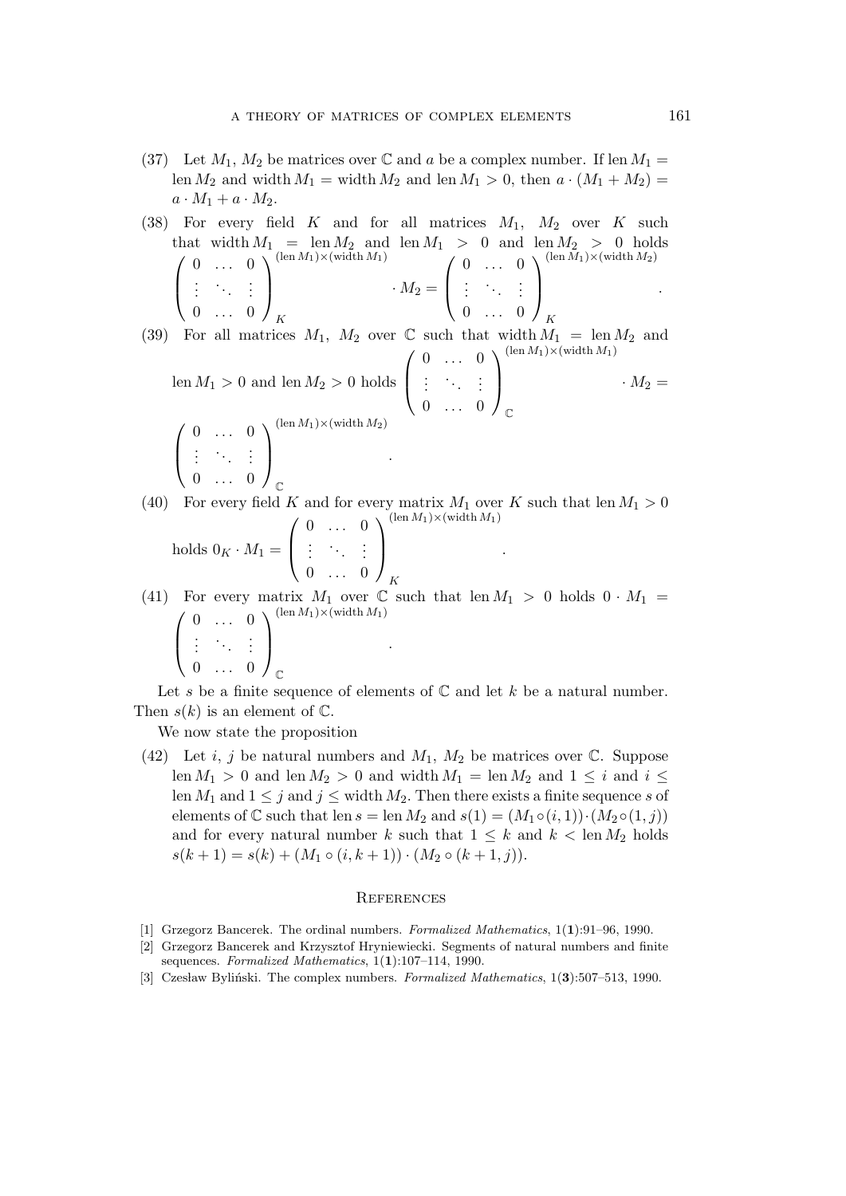(37) Let $M_1$, $M_2$ be matrices over $\mathbb{C}$ and $a$ be a complex number. If $\operatorname{len} M_1 = \operatorname{len} M_2$ and $\operatorname{width} M_1 = \operatorname{width} M_2$ and $\operatorname{len} M_1 > 0$, then $a \cdot (M_1 + M_2) = a \cdot M_1 + a \cdot M_2$.

(38) For every field $K$ and for all matrices $M_1$, $M_2$ over $K$ such that $\operatorname{width} M_1 = \operatorname{len} M_2$ and $\operatorname{len} M_1 > 0$ and $\operatorname{len} M_2 > 0$ holds $\begin{pmatrix} 0 & \dots & 0 \\ \vdots & \ddots & \vdots \\ 0 & \dots & 0 \end{pmatrix}_K^{(\operatorname{len} M_1) \times (\operatorname{width} M_1)} \cdot M_2 = \begin{pmatrix} 0 & \dots & 0 \\ \vdots & \ddots & \vdots \\ 0 & \dots & 0 \end{pmatrix}_K^{(\operatorname{len} M_1) \times (\operatorname{width} M_2)}$.

(39) For all matrices $M_1$, $M_2$ over $\mathbb{C}$ such that $\operatorname{width} M_1 = \operatorname{len} M_2$ and $\operatorname{len} M_1 > 0$ and $\operatorname{len} M_2 > 0$ holds $\begin{pmatrix} 0 & \dots & 0 \\ \vdots & \ddots & \vdots \\ 0 & \dots & 0 \end{pmatrix}_{\mathbb{C}}^{(\operatorname{len} M_1) \times (\operatorname{width} M_1)} \cdot M_2 = \begin{pmatrix} 0 & \dots & 0 \\ \vdots & \ddots & \vdots \\ 0 & \dots & 0 \end{pmatrix}_{\mathbb{C}}^{(\operatorname{len} M_1) \times (\operatorname{width} M_2)}$.

(40) For every field $K$ and for every matrix $M_1$ over $K$ such that $\operatorname{len} M_1 > 0$ holds $0_K \cdot M_1 = \begin{pmatrix} 0 & \dots & 0 \\ \vdots & \ddots & \vdots \\ 0 & \dots & 0 \end{pmatrix}_K^{(\operatorname{len} M_1) \times (\operatorname{width} M_1)}$.

(41) For every matrix $M_1$ over $\mathbb{C}$ such that $\operatorname{len} M_1 > 0$ holds $0 \cdot M_1 = \begin{pmatrix} 0 & \dots & 0 \\ \vdots & \ddots & \vdots \\ 0 & \dots & 0 \end{pmatrix}_{\mathbb{C}}^{(\operatorname{len} M_1) \times (\operatorname{width} M_1)}$.

Let $s$ be a finite sequence of elements of $\mathbb{C}$ and let $k$ be a natural number. Then $s(k)$ is an element of $\mathbb{C}$.

We now state the proposition

(42) Let $i$, $j$ be natural numbers and $M_1$, $M_2$ be matrices over $\mathbb{C}$. Suppose $\operatorname{len} M_1 > 0$ and $\operatorname{len} M_2 > 0$ and $\operatorname{width} M_1 = \operatorname{len} M_2$ and $1 \leq i$ and $i \leq \operatorname{len} M_1$ and $1 \leq j$ and $j \leq \operatorname{width} M_2$. Then there exists a finite sequence $s$ of elements of $\mathbb{C}$ such that $\operatorname{len} s = \operatorname{len} M_2$ and $s(1) = (M_1 \circ (i,1)) \cdot (M_2 \circ (1,j))$ and for every natural number $k$ such that $1 \leq k$ and $k < \operatorname{len} M_2$ holds $s(k+1) = s(k) + (M_1 \circ (i,k+1)) \cdot (M_2 \circ (k+1,j))$.

## References

[1] Grzegorz Bancerek. The ordinal numbers. *Formalized Mathematics*, 1(**1**):91–96, 1990.

[2] Grzegorz Bancerek and Krzysztof Hryniewiecki. Segments of natural numbers and finite sequences. *Formalized Mathematics*, 1(**1**):107–114, 1990.

[3] Czesław Byliński. The complex numbers. *Formalized Mathematics*, 1(**3**):507–513, 1990.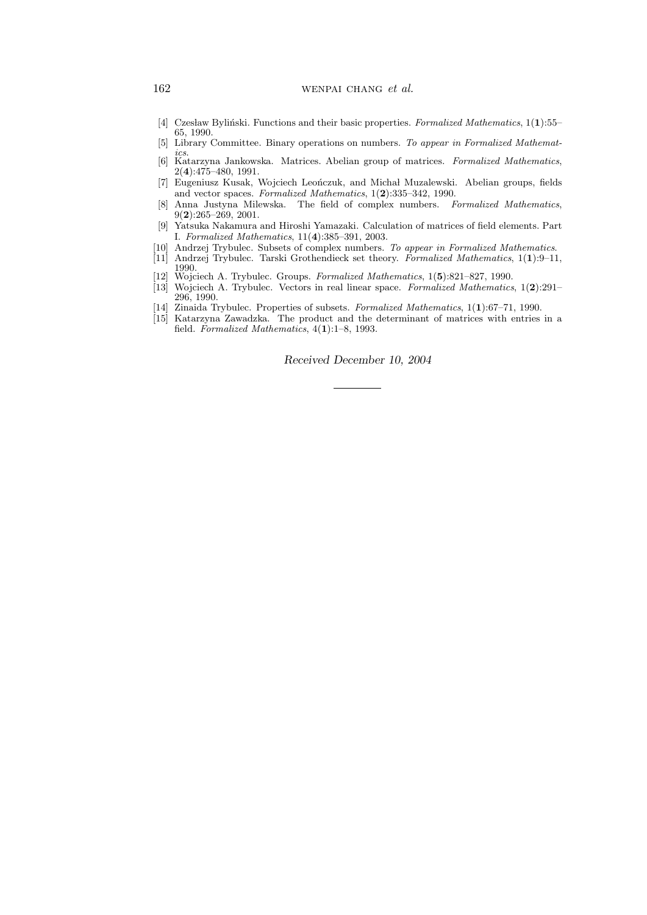[4] Czesław Byliński. Functions and their basic properties. *Formalized Mathematics*, 1(**1**):55–65, 1990.

[5] Library Committee. Binary operations on numbers. *To appear in Formalized Mathematics*.

[6] Katarzyna Jankowska. Matrices. Abelian group of matrices. *Formalized Mathematics*, 2(**4**):475–480, 1991.

[7] Eugeniusz Kusak, Wojciech Leończuk, and Michał Muzalewski. Abelian groups, fields and vector spaces. *Formalized Mathematics*, 1(**2**):335–342, 1990.

[8] Anna Justyna Milewska. The field of complex numbers. *Formalized Mathematics*, 9(**2**):265–269, 2001.

[9] Yatsuka Nakamura and Hiroshi Yamazaki. Calculation of matrices of field elements. Part I. *Formalized Mathematics*, 11(**4**):385–391, 2003.

[10] Andrzej Trybulec. Subsets of complex numbers. *To appear in Formalized Mathematics*.

[11] Andrzej Trybulec. Tarski Grothendieck set theory. *Formalized Mathematics*, 1(**1**):9–11, 1990.

[12] Wojciech A. Trybulec. Groups. *Formalized Mathematics*, 1(**5**):821–827, 1990.

[13] Wojciech A. Trybulec. Vectors in real linear space. *Formalized Mathematics*, 1(**2**):291–296, 1990.

[14] Zinaida Trybulec. Properties of subsets. *Formalized Mathematics*, 1(**1**):67–71, 1990.

[15] Katarzyna Zawadzka. The product and the determinant of matrices with entries in a field. *Formalized Mathematics*, 4(**1**):1–8, 1993.

*Received December 10, 2004*